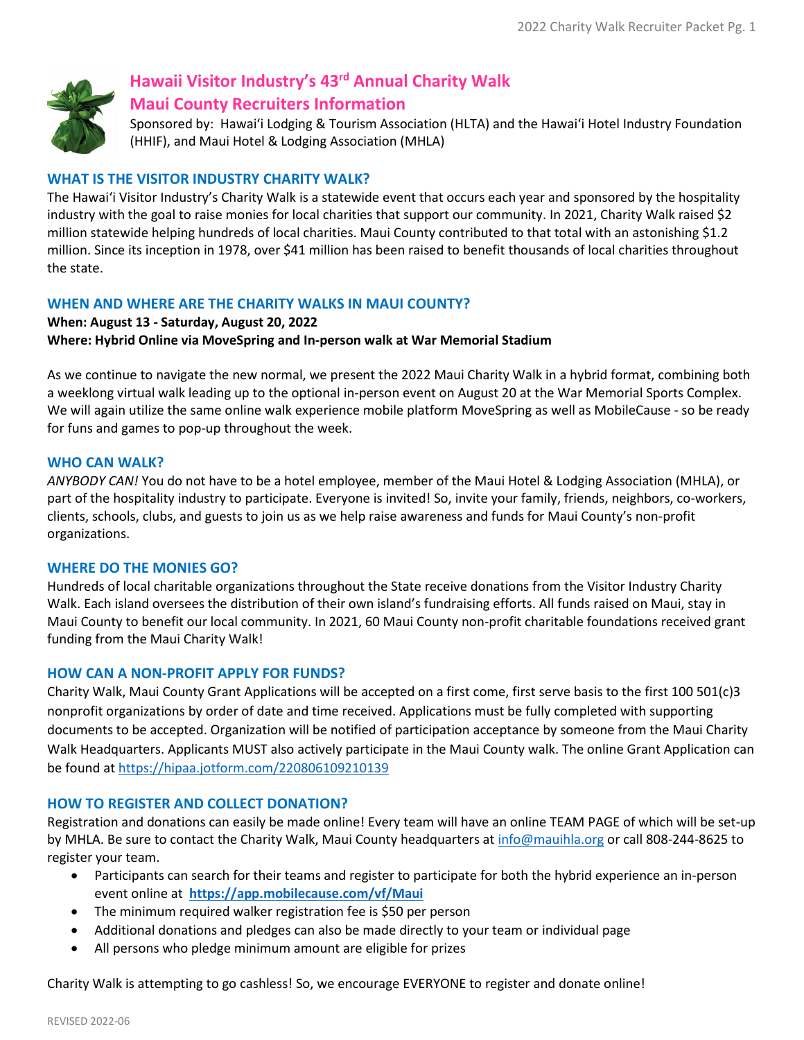# Hawaii Visitor Industry's 43rd Annual Charity Walk

## Maui County Recruiters Information

Sponsored by: Hawaiʻi Lodging & Tourism Association (HLTA) and the Hawaiʻi Hotel Industry Foundation (HHIF), and Maui Hotel & Lodging Association (MHLA)

### WHAT IS THE VISITOR INDUSTRY CHARITY WALK?

The Hawaiʻi Visitor Industry's Charity Walk is a statewide event that occurs each year and sponsored by the hospitality industry with the goal to raise monies for local charities that support our community. In 2021, Charity Walk raised $2 million statewide helping hundreds of local charities. Maui County contributed to that total with an astonishing $1.2 million. Since its inception in 1978, over $41 million has been raised to benefit thousands of local charities throughout the state.

### WHEN AND WHERE ARE THE CHARITY WALKS IN MAUI COUNTY?

**When: August 13 - Saturday, August 20, 2022**

**Where: Hybrid Online via MoveSpring and In-person walk at War Memorial Stadium**

As we continue to navigate the new normal, we present the 2022 Maui Charity Walk in a hybrid format, combining both a weeklong virtual walk leading up to the optional in-person event on August 20 at the War Memorial Sports Complex. We will again utilize the same online walk experience mobile platform MoveSpring as well as MobileCause - so be ready for funs and games to pop-up throughout the week.

### WHO CAN WALK?

*ANYBODY CAN!* You do not have to be a hotel employee, member of the Maui Hotel & Lodging Association (MHLA), or part of the hospitality industry to participate. Everyone is invited! So, invite your family, friends, neighbors, co-workers, clients, schools, clubs, and guests to join us as we help raise awareness and funds for Maui County's non-profit organizations.

### WHERE DO THE MONIES GO?

Hundreds of local charitable organizations throughout the State receive donations from the Visitor Industry Charity Walk. Each island oversees the distribution of their own island's fundraising efforts. All funds raised on Maui, stay in Maui County to benefit our local community. In 2021, 60 Maui County non-profit charitable foundations received grant funding from the Maui Charity Walk!

### HOW CAN A NON-PROFIT APPLY FOR FUNDS?

Charity Walk, Maui County Grant Applications will be accepted on a first come, first serve basis to the first 100 501(c)3 nonprofit organizations by order of date and time received. Applications must be fully completed with supporting documents to be accepted. Organization will be notified of participation acceptance by someone from the Maui Charity Walk Headquarters. Applicants MUST also actively participate in the Maui County walk. The online Grant Application can be found at https://hipaa.jotform.com/220806109210139

### HOW TO REGISTER AND COLLECT DONATION?

Registration and donations can easily be made online! Every team will have an online TEAM PAGE of which will be set-up by MHLA. Be sure to contact the Charity Walk, Maui County headquarters at info@mauihla.org or call 808-244-8625 to register your team.

- Participants can search for their teams and register to participate for both the hybrid experience an in-person event online at **https://app.mobilecause.com/vf/Maui**
- The minimum required walker registration fee is $50 per person
- Additional donations and pledges can also be made directly to your team or individual page
- All persons who pledge minimum amount are eligible for prizes

Charity Walk is attempting to go cashless! So, we encourage EVERYONE to register and donate online!

REVISED 2022-06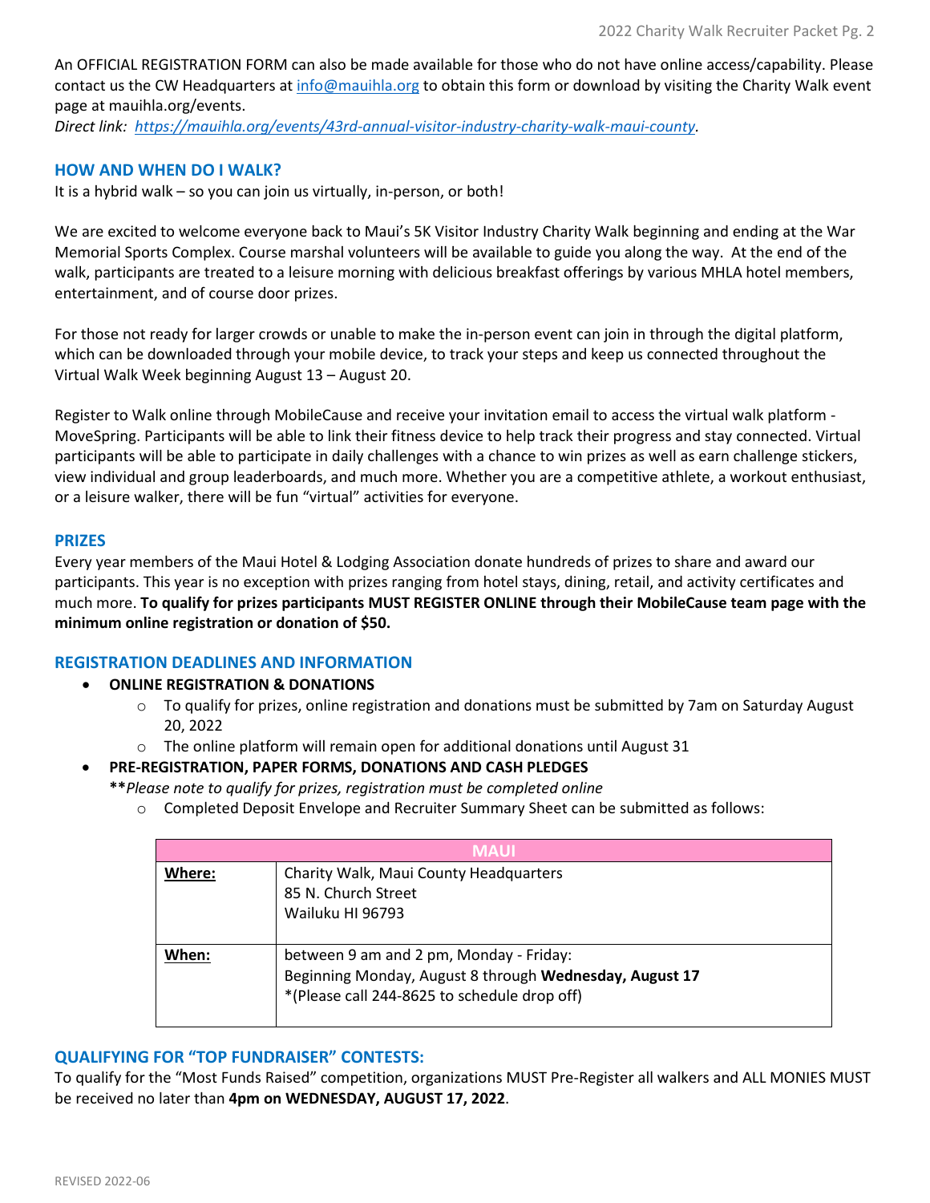An OFFICIAL REGISTRATION FORM can also be made available for those who do not have online access/capability. Please contact us the CW Headquarters at info@mauihla.org to obtain this form or download by visiting the Charity Walk event page at mauihla.org/events.
*Direct link: https://mauihla.org/events/43rd-annual-visitor-industry-charity-walk-maui-county.*

### HOW AND WHEN DO I WALK?

It is a hybrid walk – so you can join us virtually, in-person, or both!

We are excited to welcome everyone back to Maui's 5K Visitor Industry Charity Walk beginning and ending at the War Memorial Sports Complex. Course marshal volunteers will be available to guide you along the way. At the end of the walk, participants are treated to a leisure morning with delicious breakfast offerings by various MHLA hotel members, entertainment, and of course door prizes.

For those not ready for larger crowds or unable to make the in-person event can join in through the digital platform, which can be downloaded through your mobile device, to track your steps and keep us connected throughout the Virtual Walk Week beginning August 13 – August 20.

Register to Walk online through MobileCause and receive your invitation email to access the virtual walk platform - MoveSpring. Participants will be able to link their fitness device to help track their progress and stay connected. Virtual participants will be able to participate in daily challenges with a chance to win prizes as well as earn challenge stickers, view individual and group leaderboards, and much more. Whether you are a competitive athlete, a workout enthusiast, or a leisure walker, there will be fun "virtual" activities for everyone.

### PRIZES

Every year members of the Maui Hotel & Lodging Association donate hundreds of prizes to share and award our participants. This year is no exception with prizes ranging from hotel stays, dining, retail, and activity certificates and much more. **To qualify for prizes participants MUST REGISTER ONLINE through their MobileCause team page with the minimum online registration or donation of $50.**

### REGISTRATION DEADLINES AND INFORMATION

- **ONLINE REGISTRATION & DONATIONS**
  - To qualify for prizes, online registration and donations must be submitted by 7am on Saturday August 20, 2022
  - The online platform will remain open for additional donations until August 31
- **PRE-REGISTRATION, PAPER FORMS, DONATIONS AND CASH PLEDGES**
  ***\*\*Please note to qualify for prizes, registration must be completed online***
  - Completed Deposit Envelope and Recruiter Summary Sheet can be submitted as follows:

| MAUI | |
|---|---|
| **Where:** | Charity Walk, Maui County Headquarters<br>85 N. Church Street<br>Wailuku HI 96793 |
| **When:** | between 9 am and 2 pm, Monday - Friday:<br>Beginning Monday, August 8 through **Wednesday, August 17**<br>*(Please call 244-8625 to schedule drop off) |

### QUALIFYING FOR "TOP FUNDRAISER" CONTESTS:

To qualify for the "Most Funds Raised" competition, organizations MUST Pre-Register all walkers and ALL MONIES MUST be received no later than **4pm on WEDNESDAY, AUGUST 17, 2022**.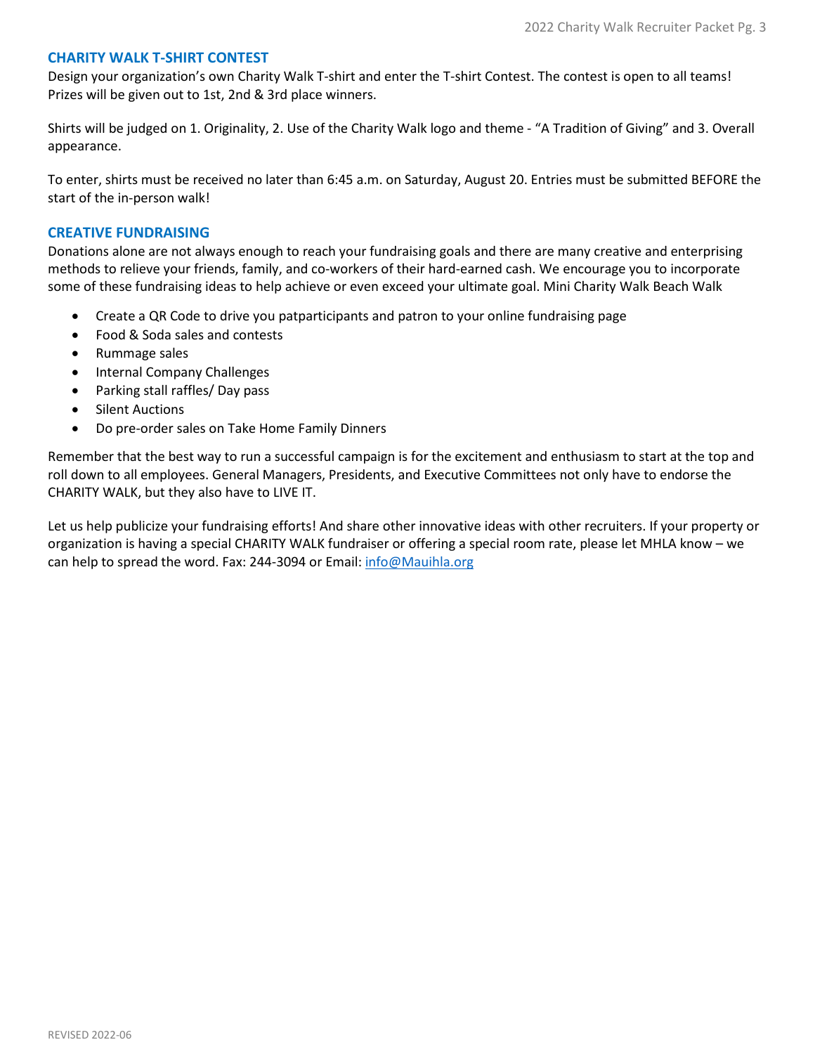## CHARITY WALK T-SHIRT CONTEST

Design your organization's own Charity Walk T-shirt and enter the T-shirt Contest. The contest is open to all teams! Prizes will be given out to 1st, 2nd & 3rd place winners.

Shirts will be judged on 1. Originality, 2. Use of the Charity Walk logo and theme - "A Tradition of Giving" and 3. Overall appearance.

To enter, shirts must be received no later than 6:45 a.m. on Saturday, August 20. Entries must be submitted BEFORE the start of the in-person walk!

## CREATIVE FUNDRAISING

Donations alone are not always enough to reach your fundraising goals and there are many creative and enterprising methods to relieve your friends, family, and co-workers of their hard-earned cash. We encourage you to incorporate some of these fundraising ideas to help achieve or even exceed your ultimate goal. Mini Charity Walk Beach Walk

- Create a QR Code to drive you patparticipants and patron to your online fundraising page
- Food & Soda sales and contests
- Rummage sales
- Internal Company Challenges
- Parking stall raffles/ Day pass
- Silent Auctions
- Do pre-order sales on Take Home Family Dinners

Remember that the best way to run a successful campaign is for the excitement and enthusiasm to start at the top and roll down to all employees. General Managers, Presidents, and Executive Committees not only have to endorse the CHARITY WALK, but they also have to LIVE IT.

Let us help publicize your fundraising efforts! And share other innovative ideas with other recruiters. If your property or organization is having a special CHARITY WALK fundraiser or offering a special room rate, please let MHLA know – we can help to spread the word. Fax: 244-3094 or Email: info@Mauihla.org

REVISED 2022-06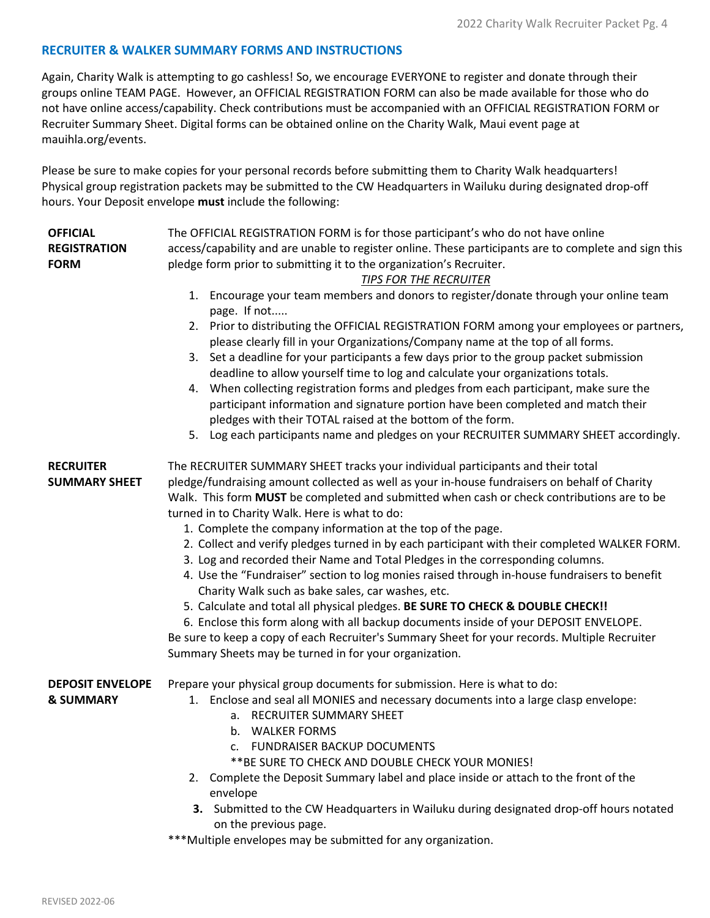## RECRUITER & WALKER SUMMARY FORMS AND INSTRUCTIONS

Again, Charity Walk is attempting to go cashless! So, we encourage EVERYONE to register and donate through their groups online TEAM PAGE. However, an OFFICIAL REGISTRATION FORM can also be made available for those who do not have online access/capability. Check contributions must be accompanied with an OFFICIAL REGISTRATION FORM or Recruiter Summary Sheet. Digital forms can be obtained online on the Charity Walk, Maui event page at mauihla.org/events.

Please be sure to make copies for your personal records before submitting them to Charity Walk headquarters! Physical group registration packets may be submitted to the CW Headquarters in Wailuku during designated drop-off hours. Your Deposit envelope **must** include the following:

**OFFICIAL REGISTRATION FORM**

The OFFICIAL REGISTRATION FORM is for those participant's who do not have online access/capability and are unable to register online. These participants are to complete and sign this pledge form prior to submitting it to the organization's Recruiter.

*TIPS FOR THE RECRUITER*

1. Encourage your team members and donors to register/donate through your online team page. If not.....
2. Prior to distributing the OFFICIAL REGISTRATION FORM among your employees or partners, please clearly fill in your Organizations/Company name at the top of all forms.
3. Set a deadline for your participants a few days prior to the group packet submission deadline to allow yourself time to log and calculate your organizations totals.
4. When collecting registration forms and pledges from each participant, make sure the participant information and signature portion have been completed and match their pledges with their TOTAL raised at the bottom of the form.
5. Log each participants name and pledges on your RECRUITER SUMMARY SHEET accordingly.

**RECRUITER SUMMARY SHEET**

The RECRUITER SUMMARY SHEET tracks your individual participants and their total pledge/fundraising amount collected as well as your in-house fundraisers on behalf of Charity Walk. This form **MUST** be completed and submitted when cash or check contributions are to be turned in to Charity Walk. Here is what to do:

1. Complete the company information at the top of the page.
2. Collect and verify pledges turned in by each participant with their completed WALKER FORM.
3. Log and recorded their Name and Total Pledges in the corresponding columns.
4. Use the "Fundraiser" section to log monies raised through in-house fundraisers to benefit Charity Walk such as bake sales, car washes, etc.
5. Calculate and total all physical pledges. **BE SURE TO CHECK & DOUBLE CHECK!!**
6. Enclose this form along with all backup documents inside of your DEPOSIT ENVELOPE.

Be sure to keep a copy of each Recruiter's Summary Sheet for your records. Multiple Recruiter Summary Sheets may be turned in for your organization.

**DEPOSIT ENVELOPE & SUMMARY**

Prepare your physical group documents for submission. Here is what to do:

1. Enclose and seal all MONIES and necessary documents into a large clasp envelope:
   a. RECRUITER SUMMARY SHEET
   b. WALKER FORMS
   c. FUNDRAISER BACKUP DOCUMENTS

   **BE SURE TO CHECK AND DOUBLE CHECK YOUR MONIES!
2. Complete the Deposit Summary label and place inside or attach to the front of the envelope
3. Submitted to the CW Headquarters in Wailuku during designated drop-off hours notated on the previous page.

***Multiple envelopes may be submitted for any organization.

REVISED 2022-06